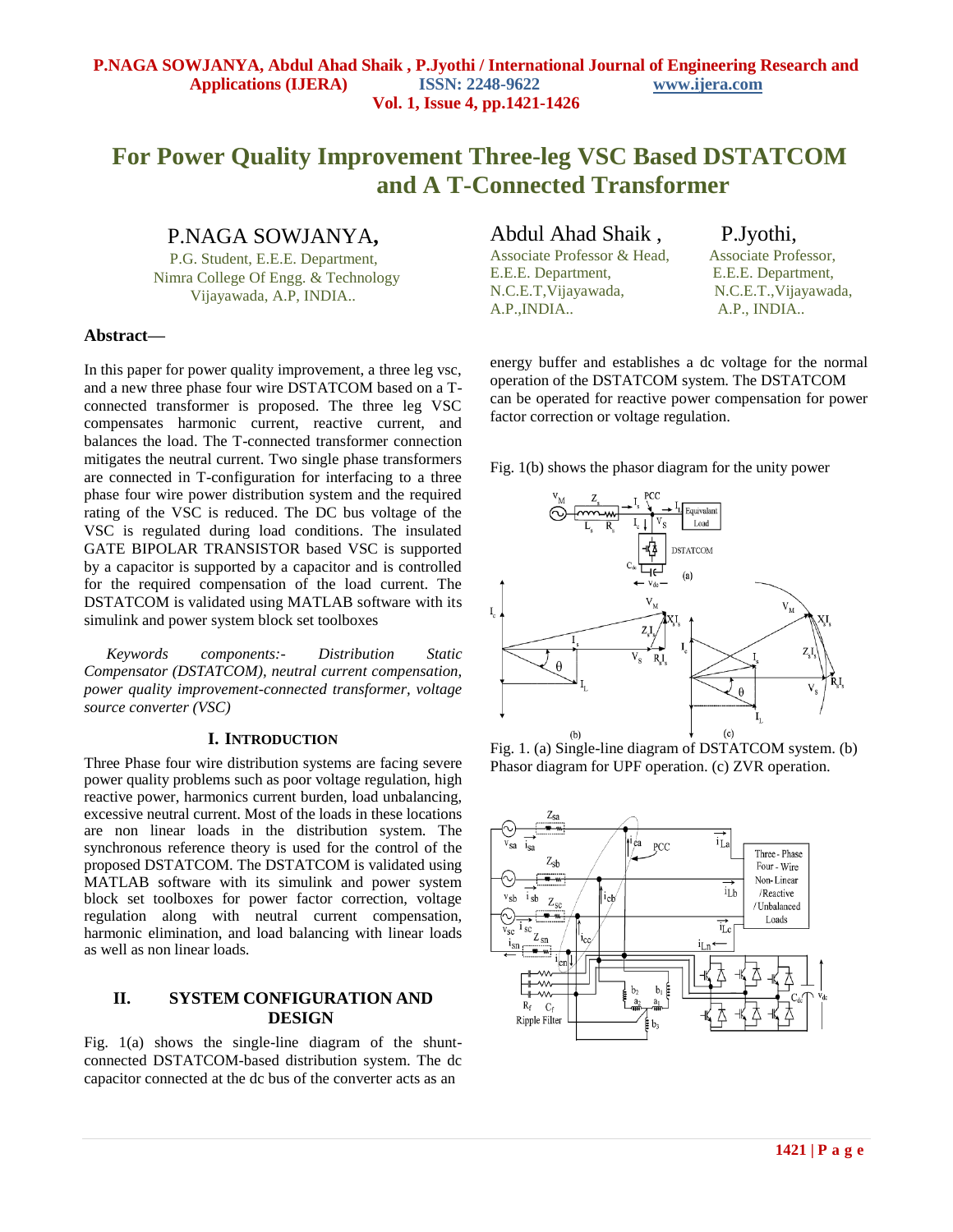# For Power Quality Improvement Three-leg VSC Based DSTATCOM and A T-Connected Transformer

**P.NAGA SOWJANYA,**
P.G. Student, E.E.E. Department,
Nimra College Of Engg. & Technology
Vijayawada, A.P, INDIA..

**Abdul Ahad Shaik ,**
Associate Professor & Head,
E.E.E. Department,
N.C.E.T,Vijayawada,
A.P.,INDIA..

**P.Jyothi,**
Associate Professor,
E.E.E. Department,
N.C.E.T.,Vijayawada,
A.P., INDIA..

**Abstract—**

In this paper for power quality improvement, a three leg vsc, and a new three phase four wire DSTATCOM based on a T-connected transformer is proposed. The three leg VSC compensates harmonic current, reactive current, and balances the load. The T-connected transformer connection mitigates the neutral current. Two single phase transformers are connected in T-configuration for interfacing to a three phase four wire power distribution system and the required rating of the VSC is reduced. The DC bus voltage of the VSC is regulated during load conditions. The insulated GATE BIPOLAR TRANSISTOR based VSC is supported by a capacitor is supported by a capacitor and is controlled for the required compensation of the load current. The DSTATCOM is validated using MATLAB software with its simulink and power system block set toolboxes

*Keywords components:- Distribution Static Compensator (DSTATCOM), neutral current compensation, power quality improvement-connected transformer, voltage source converter (VSC)*

## I. Introduction

Three Phase four wire distribution systems are facing severe power quality problems such as poor voltage regulation, high reactive power, harmonics current burden, load unbalancing, excessive neutral current. Most of the loads in these locations are non linear loads in the distribution system. The synchronous reference theory is used for the control of the proposed DSTATCOM. The DSTATCOM is validated using MATLAB software with its simulink and power system block set toolboxes for power factor correction, voltage regulation along with neutral current compensation, harmonic elimination, and load balancing with linear loads as well as non linear loads.

## II. System Configuration and Design

Fig. 1(a) shows the single-line diagram of the shunt-connected DSTATCOM-based distribution system. The dc capacitor connected at the dc bus of the converter acts as an energy buffer and establishes a dc voltage for the normal operation of the DSTATCOM system. The DSTATCOM can be operated for reactive power compensation for power factor correction or voltage regulation.

Fig. 1(b) shows the phasor diagram for the unity power

Fig. 1. (a) Single-line diagram of DSTATCOM system. (b) Phasor diagram for UPF operation. (c) ZVR operation.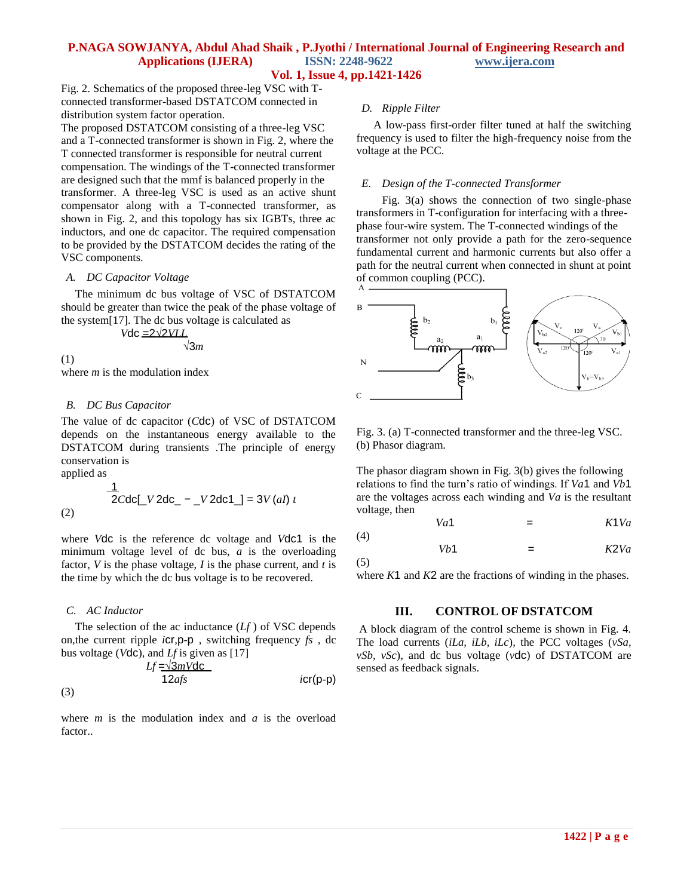Fig. 2. Schematics of the proposed three-leg VSC with T-connected transformer-based DSTATCOM connected in distribution system factor operation.

The proposed DSTATCOM consisting of a three-leg VSC and a T-connected transformer is shown in Fig. 2, where the T connected transformer is responsible for neutral current compensation. The windings of the T-connected transformer are designed such that the mmf is balanced properly in the transformer. A three-leg VSC is used as an active shunt compensator along with a T-connected transformer, as shown in Fig. 2, and this topology has six IGBTs, three ac inductors, and one dc capacitor. The required compensation to be provided by the DSTATCOM decides the rating of the VSC components.

### A. DC Capacitor Voltage

The minimum dc bus voltage of VSC of DSTATCOM should be greater than twice the peak of the phase voltage of the system[17]. The dc bus voltage is calculated as

$$V_{dc} = \frac{2\sqrt{2}V_{LL}}{\sqrt{3}m} \quad (1)$$

where $m$ is the modulation index

### B. DC Bus Capacitor

The value of dc capacitor ($C_{dc}$) of VSC of DSTATCOM depends on the instantaneous energy available to the DSTATCOM during transients .The principle of energy conservation is applied as

$$\frac{1}{2}C_{dc}\left[V^2_{dc} - V^2_{dc1}\right] = 3V(aI)t \quad (2)$$

where $V_{dc}$ is the reference dc voltage and $V_{dc1}$ is the minimum voltage level of dc bus, $a$ is the overloading factor, $V$ is the phase voltage, $I$ is the phase current, and $t$ is the time by which the dc bus voltage is to be recovered.

### C. AC Inductor

The selection of the ac inductance ($L_f$) of VSC depends on,the current ripple $i_{cr,p\text{-}p}$ , switching frequency $f_s$ , dc bus voltage ($V_{dc}$), and $L_f$ is given as [17]

$$L_f = \frac{\sqrt{3}mV_{dc}}{12af_s\, i_{cr(p\text{-}p)}} \quad (3)$$

where $m$ is the modulation index and $a$ is the overload factor..

### D. Ripple Filter

A low-pass first-order filter tuned at half the switching frequency is used to filter the high-frequency noise from the voltage at the PCC.

### E. Design of the T-connected Transformer

Fig. 3(a) shows the connection of two single-phase transformers in T-configuration for interfacing with a three-phase four-wire system. The T-connected windings of the transformer not only provide a path for the zero-sequence fundamental current and harmonic currents but also offer a path for the neutral current when connected in shunt at point of common coupling (PCC).

Fig. 3. (a) T-connected transformer and the three-leg VSC. (b) Phasor diagram.

The phasor diagram shown in Fig. 3(b) gives the following relations to find the turn's ratio of windings. If $V_{a1}$ and $V_{b1}$ are the voltages across each winding and $V_a$ is the resultant voltage, then

$$V_{a1} = K_1 V_a \quad (4)$$

$$V_{b1} = K_2 V_a \quad (5)$$

where $K_1$ and $K_2$ are the fractions of winding in the phases.

## III. CONTROL OF DSTATCOM

A block diagram of the control scheme is shown in Fig. 4. The load currents ($i_{La}$, $i_{Lb}$, $i_{Lc}$), the PCC voltages ($v_{Sa}$, $v_{Sb}$, $v_{Sc}$), and dc bus voltage ($v_{dc}$) of DSTATCOM are sensed as feedback signals.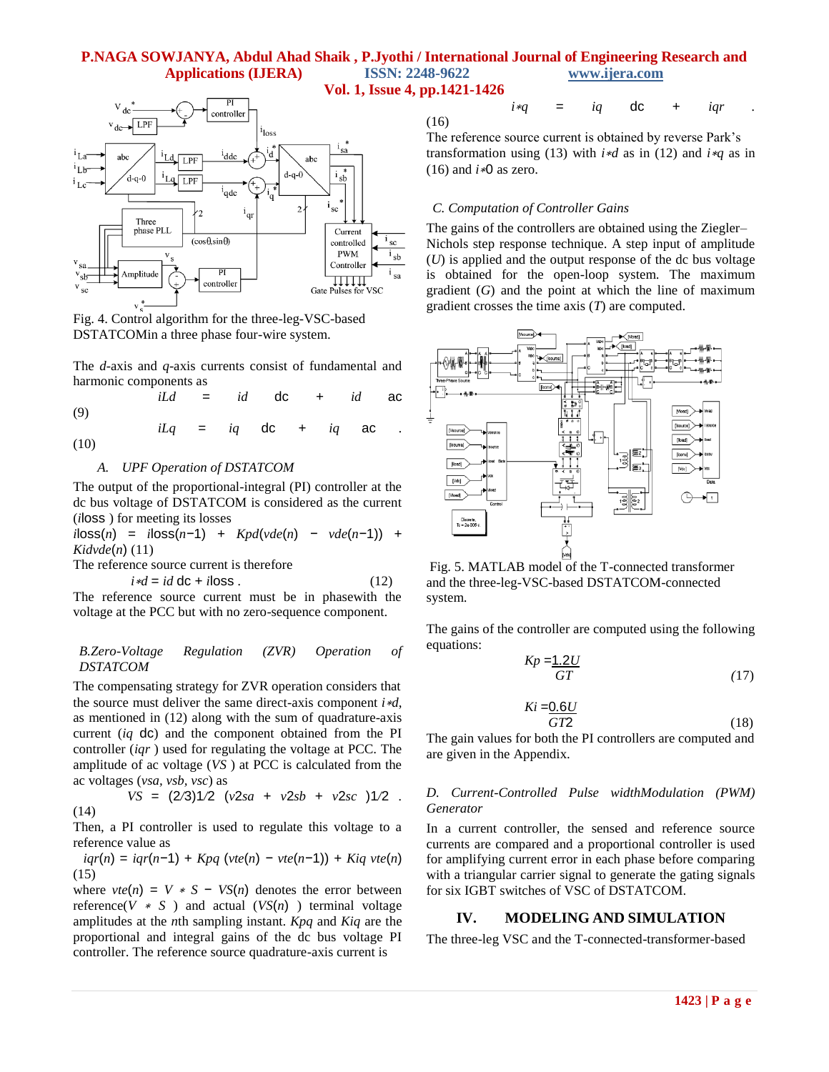Fig. 4. Control algorithm for the three-leg-VSC-based DSTATCOMin a three phase four-wire system.

The $d$-axis and $q$-axis currents consist of fundamental and harmonic components as

$$i_{Ld} = i_{d\,dc} + i_{d\,ac} \quad (9)$$

$$i_{Lq} = i_{q\,dc} + i_{q\,ac} \quad (10)$$

### A. UPF Operation of DSTATCOM

The output of the proportional-integral (PI) controller at the dc bus voltage of DSTATCOM is considered as the current ($i_{loss}$) for meeting its losses

$$i_{loss}(n) = i_{loss}(n-1) + K_{pd}(v_{de}(n) - v_{de}(n-1)) + K_{id}v_{de}(n) \quad (11)$$

The reference source current is therefore

$$i^*_d = i_{d\,dc} + i_{loss}. \quad (12)$$

The reference source current must be in phasewith the voltage at the PCC but with no zero-sequence component.

### B. Zero-Voltage Regulation (ZVR) Operation of DSTATCOM

The compensating strategy for ZVR operation considers that the source must deliver the same direct-axis component $i^*_d$, as mentioned in (12) along with the sum of quadrature-axis current ($i_{q\,dc}$) and the component obtained from the PI controller ($i_{qr}$) used for regulating the voltage at PCC. The amplitude of ac voltage ($V_S$) at PCC is calculated from the ac voltages ($v_{sa}, v_{sb}, v_{sc}$) as

$$V_S = (2/3)^{1/2}(v^2_{sa} + v^2_{sb} + v^2_{sc})^{1/2}. \quad (14)$$

Then, a PI controller is used to regulate this voltage to a reference value as

$$i_{qr}(n) = i_{qr}(n-1) + K_{pq}(v_{te}(n) - v_{te}(n-1)) + K_{iq}v_{te}(n) \quad (15)$$

where $v_{te}(n) = V^*_S - V_S(n)$ denotes the error between reference($V^*_S$) and actual ($V_S(n)$) terminal voltage amplitudes at the $n$th sampling instant. $K_{pq}$ and $K_{iq}$ are the proportional and integral gains of the dc bus voltage PI controller. The reference source quadrature-axis current is

$$i^*_q = i_{q\,dc} + i_{qr}. \quad (16)$$

The reference source current is obtained by reverse Park's transformation using (13) with $i^*_d$ as in (12) and $i^*_q$ as in (16) and $i^*_0$ as zero.

### C. Computation of Controller Gains

The gains of the controllers are obtained using the Ziegler–Nichols step response technique. A step input of amplitude ($U$) is applied and the output response of the dc bus voltage is obtained for the open-loop system. The maximum gradient ($G$) and the point at which the line of maximum gradient crosses the time axis ($T$) are computed.

Fig. 5. MATLAB model of the T-connected transformer and the three-leg-VSC-based DSTATCOM-connected system.

The gains of the controller are computed using the following equations:

$$K_p = \frac{1.2U}{GT} \quad (17)$$

$$K_i = \frac{0.6U}{GT^2} \quad (18)$$

The gain values for both the PI controllers are computed and are given in the Appendix.

### D. Current-Controlled Pulse widthModulation (PWM) Generator

In a current controller, the sensed and reference source currents are compared and a proportional controller is used for amplifying current error in each phase before comparing with a triangular carrier signal to generate the gating signals for six IGBT switches of VSC of DSTATCOM.

## IV. MODELING AND SIMULATION

The three-leg VSC and the T-connected-transformer-based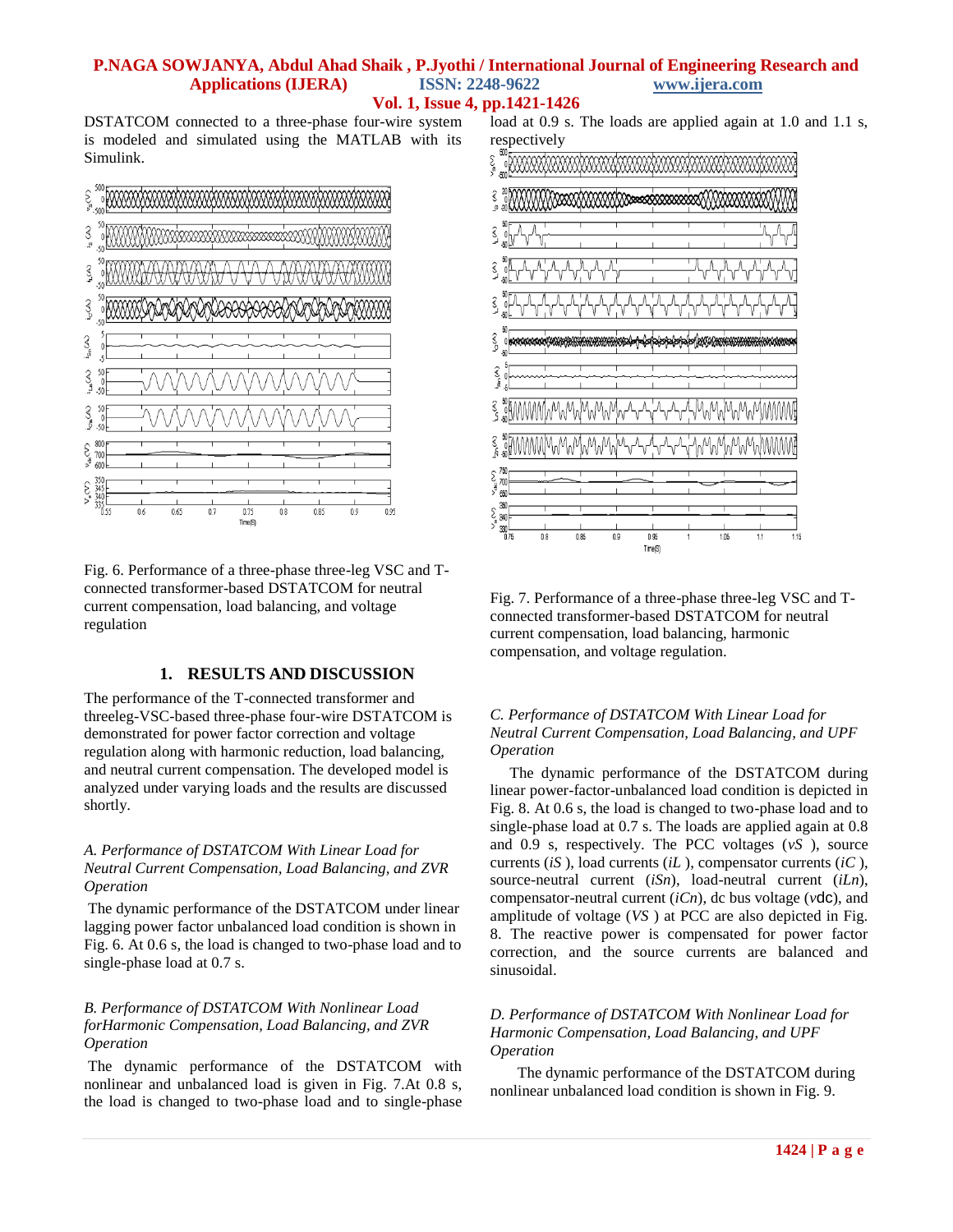DSTATCOM connected to a three-phase four-wire system is modeled and simulated using the MATLAB with its Simulink.

Fig. 6. Performance of a three-phase three-leg VSC and T-connected transformer-based DSTATCOM for neutral current compensation, load balancing, and voltage regulation

## 1. RESULTS AND DISCUSSION

The performance of the T-connected transformer and threeleg-VSC-based three-phase four-wire DSTATCOM is demonstrated for power factor correction and voltage regulation along with harmonic reduction, load balancing, and neutral current compensation. The developed model is analyzed under varying loads and the results are discussed shortly.

### *A. Performance of DSTATCOM With Linear Load for Neutral Current Compensation, Load Balancing, and ZVR Operation*

The dynamic performance of the DSTATCOM under linear lagging power factor unbalanced load condition is shown in Fig. 6. At 0.6 s, the load is changed to two-phase load and to single-phase load at 0.7 s.

### *B. Performance of DSTATCOM With Nonlinear Load forHarmonic Compensation, Load Balancing, and ZVR Operation*

The dynamic performance of the DSTATCOM with nonlinear and unbalanced load is given in Fig. 7.At 0.8 s, the load is changed to two-phase load and to single-phase load at 0.9 s. The loads are applied again at 1.0 and 1.1 s, respectively

Fig. 7. Performance of a three-phase three-leg VSC and T-connected transformer-based DSTATCOM for neutral current compensation, load balancing, harmonic compensation, and voltage regulation.

### *C. Performance of DSTATCOM With Linear Load for Neutral Current Compensation, Load Balancing, and UPF Operation*

The dynamic performance of the DSTATCOM during linear power-factor-unbalanced load condition is depicted in Fig. 8. At 0.6 s, the load is changed to two-phase load and to single-phase load at 0.7 s. The loads are applied again at 0.8 and 0.9 s, respectively. The PCC voltages ($vS$ ), source currents ($iS$ ), load currents ($iL$ ), compensator currents ($iC$ ), source-neutral current ($iSn$), load-neutral current ($iLn$), compensator-neutral current ($iCn$), dc bus voltage ($v$dc), and amplitude of voltage ($VS$ ) at PCC are also depicted in Fig. 8. The reactive power is compensated for power factor correction, and the source currents are balanced and sinusoidal.

### *D. Performance of DSTATCOM With Nonlinear Load for Harmonic Compensation, Load Balancing, and UPF Operation*

The dynamic performance of the DSTATCOM during nonlinear unbalanced load condition is shown in Fig. 9.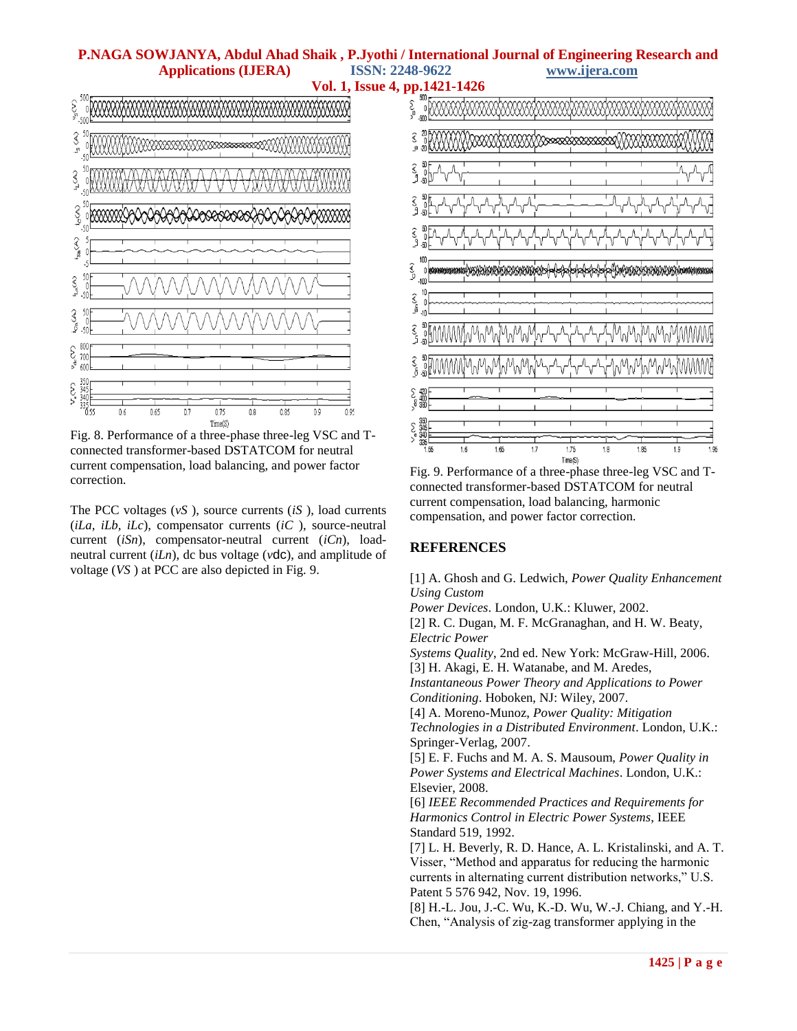Fig. 8. Performance of a three-phase three-leg VSC and T-connected transformer-based DSTATCOM for neutral current compensation, load balancing, and power factor correction.

The PCC voltages ($vS$ ), source currents ($iS$ ), load currents ($iLa$, $iLb$, $iLc$), compensator currents ($iC$ ), source-neutral current ($iSn$), compensator-neutral current ($iCn$), load-neutral current ($iLn$), dc bus voltage ($v$dc), and amplitude of voltage ($VS$ ) at PCC are also depicted in Fig. 9.

Fig. 9. Performance of a three-phase three-leg VSC and T-connected transformer-based DSTATCOM for neutral current compensation, load balancing, harmonic compensation, and power factor correction.

## REFERENCES

[1] A. Ghosh and G. Ledwich, *Power Quality Enhancement Using Custom Power Devices*. London, U.K.: Kluwer, 2002.

[2] R. C. Dugan, M. F. McGranaghan, and H. W. Beaty, *Electric Power Systems Quality*, 2nd ed. New York: McGraw-Hill, 2006.

[3] H. Akagi, E. H. Watanabe, and M. Aredes, *Instantaneous Power Theory and Applications to Power Conditioning*. Hoboken, NJ: Wiley, 2007.

[4] A. Moreno-Munoz, *Power Quality: Mitigation Technologies in a Distributed Environment*. London, U.K.: Springer-Verlag, 2007.

[5] E. F. Fuchs and M. A. S. Mausoum, *Power Quality in Power Systems and Electrical Machines*. London, U.K.: Elsevier, 2008.

[6] *IEEE Recommended Practices and Requirements for Harmonics Control in Electric Power Systems*, IEEE Standard 519, 1992.

[7] L. H. Beverly, R. D. Hance, A. L. Kristalinski, and A. T. Visser, "Method and apparatus for reducing the harmonic currents in alternating current distribution networks," U.S. Patent 5 576 942, Nov. 19, 1996.

[8] H.-L. Jou, J.-C. Wu, K.-D. Wu, W.-J. Chiang, and Y.-H. Chen, "Analysis of zig-zag transformer applying in the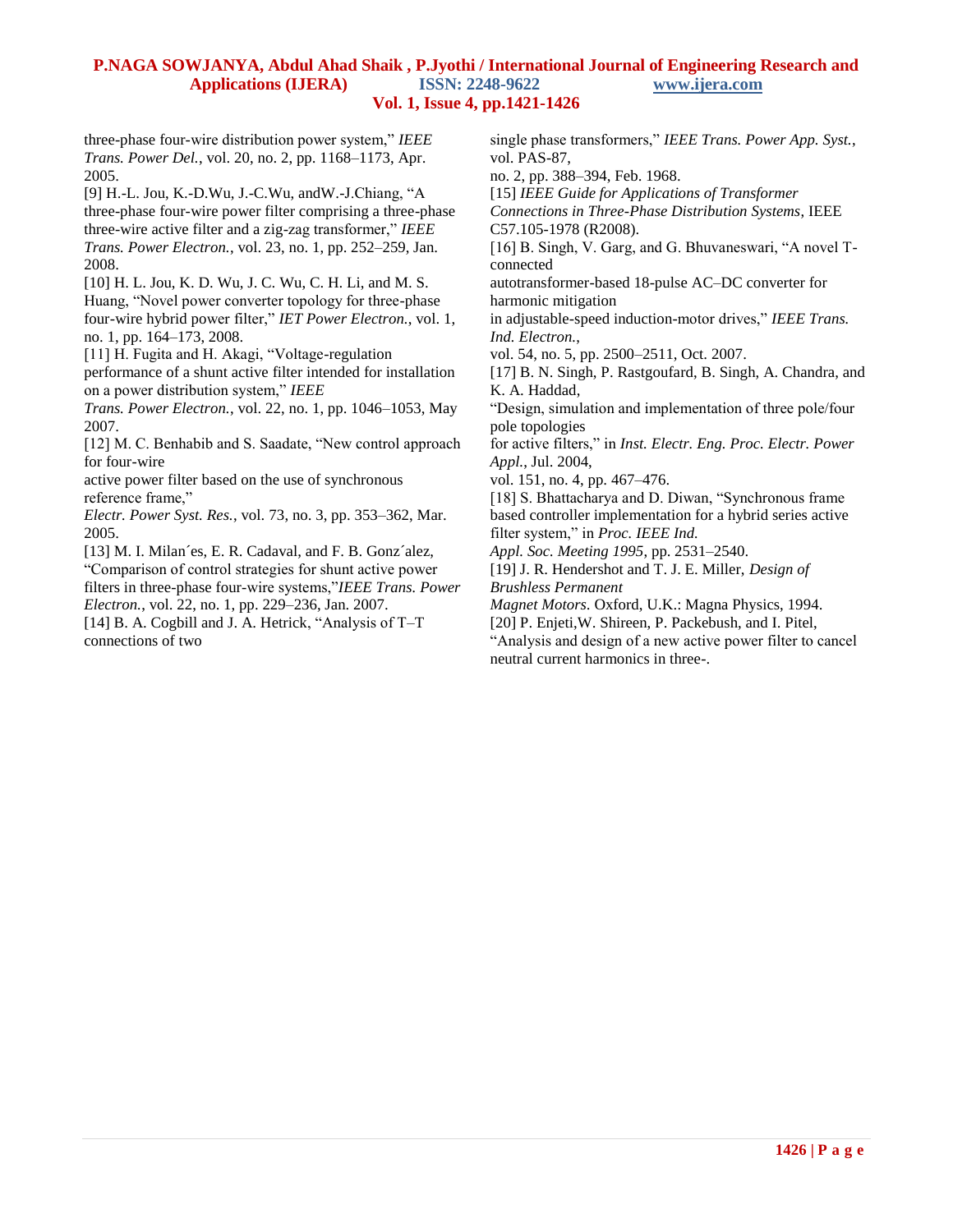three-phase four-wire distribution power system," *IEEE Trans. Power Del.*, vol. 20, no. 2, pp. 1168–1173, Apr. 2005.

[9] H.-L. Jou, K.-D.Wu, J.-C.Wu, andW.-J.Chiang, "A three-phase four-wire power filter comprising a three-phase three-wire active filter and a zig-zag transformer," *IEEE Trans. Power Electron.*, vol. 23, no. 1, pp. 252–259, Jan. 2008.

[10] H. L. Jou, K. D. Wu, J. C. Wu, C. H. Li, and M. S. Huang, "Novel power converter topology for three-phase four-wire hybrid power filter," *IET Power Electron.*, vol. 1, no. 1, pp. 164–173, 2008.

[11] H. Fugita and H. Akagi, "Voltage-regulation performance of a shunt active filter intended for installation on a power distribution system," *IEEE Trans. Power Electron.*, vol. 22, no. 1, pp. 1046–1053, May 2007.

[12] M. C. Benhabib and S. Saadate, "New control approach for four-wire active power filter based on the use of synchronous reference frame," *Electr. Power Syst. Res.*, vol. 73, no. 3, pp. 353–362, Mar. 2005.

[13] M. I. Milan´es, E. R. Cadaval, and F. B. Gonz´alez, "Comparison of control strategies for shunt active power filters in three-phase four-wire systems,"*IEEE Trans. Power Electron.*, vol. 22, no. 1, pp. 229–236, Jan. 2007.

[14] B. A. Cogbill and J. A. Hetrick, "Analysis of T–T connections of two single phase transformers," *IEEE Trans. Power App. Syst.*, vol. PAS-87, no. 2, pp. 388–394, Feb. 1968.

[15] *IEEE Guide for Applications of Transformer Connections in Three-Phase Distribution Systems*, IEEE C57.105-1978 (R2008).

[16] B. Singh, V. Garg, and G. Bhuvaneswari, "A novel T-connected autotransformer-based 18-pulse AC–DC converter for harmonic mitigation in adjustable-speed induction-motor drives," *IEEE Trans. Ind. Electron.*, vol. 54, no. 5, pp. 2500–2511, Oct. 2007.

[17] B. N. Singh, P. Rastgoufard, B. Singh, A. Chandra, and K. A. Haddad, "Design, simulation and implementation of three pole/four pole topologies for active filters," in *Inst. Electr. Eng. Proc. Electr. Power Appl.*, Jul. 2004, vol. 151, no. 4, pp. 467–476.

[18] S. Bhattacharya and D. Diwan, "Synchronous frame based controller implementation for a hybrid series active filter system," in *Proc. IEEE Ind. Appl. Soc. Meeting 1995*, pp. 2531–2540.

[19] J. R. Hendershot and T. J. E. Miller, *Design of Brushless Permanent Magnet Motors*. Oxford, U.K.: Magna Physics, 1994.

[20] P. Enjeti,W. Shireen, P. Packebush, and I. Pitel, "Analysis and design of a new active power filter to cancel neutral current harmonics in three-.